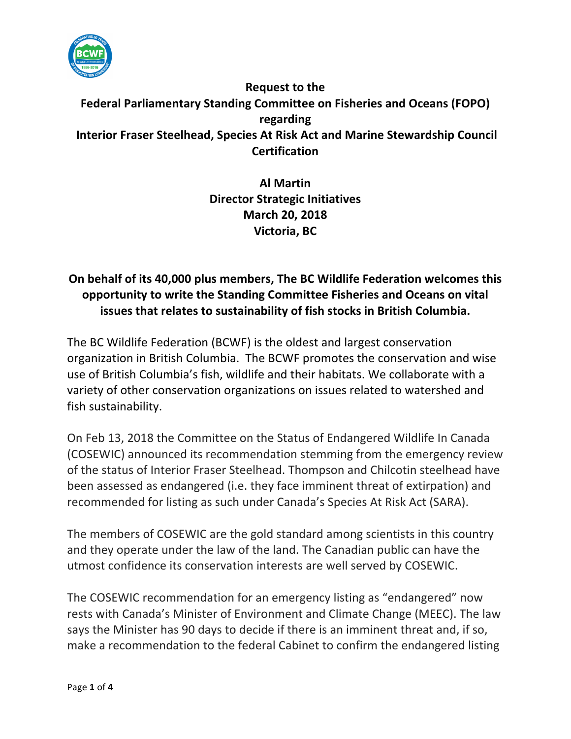**Request to the**
**Federal Parliamentary Standing Committee on Fisheries and Oceans (FOPO)**
**regarding**
**Interior Fraser Steelhead, Species At Risk Act and Marine Stewardship Council Certification**

**Al Martin**
**Director Strategic Initiatives**
**March 20, 2018**
**Victoria, BC**

**On behalf of its 40,000 plus members, The BC Wildlife Federation welcomes this opportunity to write the Standing Committee Fisheries and Oceans on vital issues that relates to sustainability of fish stocks in British Columbia.**

The BC Wildlife Federation (BCWF) is the oldest and largest conservation organization in British Columbia. The BCWF promotes the conservation and wise use of British Columbia's fish, wildlife and their habitats. We collaborate with a variety of other conservation organizations on issues related to watershed and fish sustainability.

On Feb 13, 2018 the Committee on the Status of Endangered Wildlife In Canada (COSEWIC) announced its recommendation stemming from the emergency review of the status of Interior Fraser Steelhead. Thompson and Chilcotin steelhead have been assessed as endangered (i.e. they face imminent threat of extirpation) and recommended for listing as such under Canada's Species At Risk Act (SARA).

The members of COSEWIC are the gold standard among scientists in this country and they operate under the law of the land. The Canadian public can have the utmost confidence its conservation interests are well served by COSEWIC.

The COSEWIC recommendation for an emergency listing as "endangered" now rests with Canada's Minister of Environment and Climate Change (MEEC). The law says the Minister has 90 days to decide if there is an imminent threat and, if so, make a recommendation to the federal Cabinet to confirm the endangered listing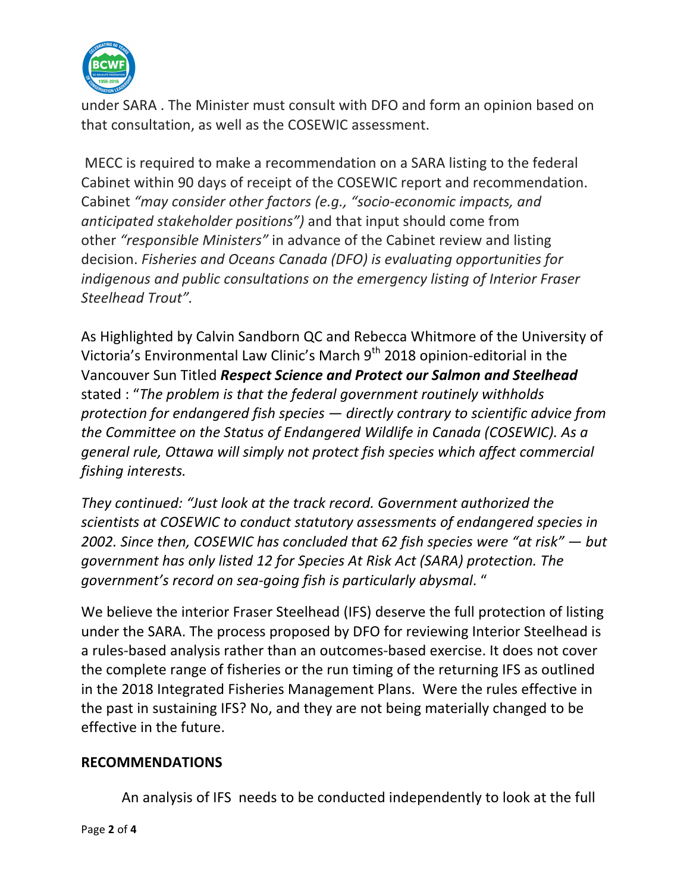under SARA . The Minister must consult with DFO and form an opinion based on that consultation, as well as the COSEWIC assessment.

MECC is required to make a recommendation on a SARA listing to the federal Cabinet within 90 days of receipt of the COSEWIC report and recommendation. Cabinet *"may consider other factors (e.g., "socio-economic impacts, and anticipated stakeholder positions")* and that input should come from other *"responsible Ministers"* in advance of the Cabinet review and listing decision. *Fisheries and Oceans Canada (DFO) is evaluating opportunities for indigenous and public consultations on the emergency listing of Interior Fraser Steelhead Trout".*

As Highlighted by Calvin Sandborn QC and Rebecca Whitmore of the University of Victoria's Environmental Law Clinic's March 9th 2018 opinion-editorial in the Vancouver Sun Titled ***Respect Science and Protect our Salmon and Steelhead*** stated : "*The problem is that the federal government routinely withholds protection for endangered fish species — directly contrary to scientific advice from the Committee on the Status of Endangered Wildlife in Canada (COSEWIC). As a general rule, Ottawa will simply not protect fish species which affect commercial fishing interests.*

*They continued: "Just look at the track record. Government authorized the scientists at COSEWIC to conduct statutory assessments of endangered species in 2002. Since then, COSEWIC has concluded that 62 fish species were "at risk" — but government has only listed 12 for Species At Risk Act (SARA) protection. The government's record on sea-going fish is particularly abysmal*. "

We believe the interior Fraser Steelhead (IFS) deserve the full protection of listing under the SARA. The process proposed by DFO for reviewing Interior Steelhead is a rules-based analysis rather than an outcomes-based exercise. It does not cover the complete range of fisheries or the run timing of the returning IFS as outlined in the 2018 Integrated Fisheries Management Plans. Were the rules effective in the past in sustaining IFS? No, and they are not being materially changed to be effective in the future.

**RECOMMENDATIONS**

An analysis of IFS needs to be conducted independently to look at the full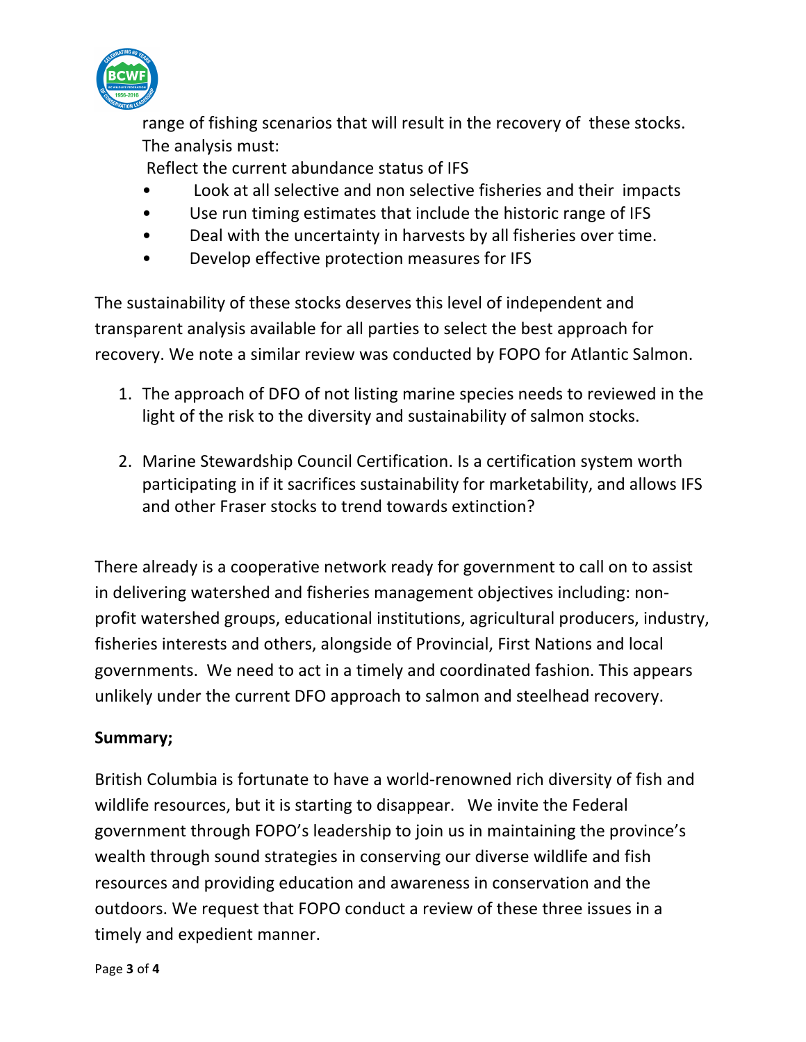range of fishing scenarios that will result in the recovery of these stocks. The analysis must:

Reflect the current abundance status of IFS

- Look at all selective and non selective fisheries and their impacts
- Use run timing estimates that include the historic range of IFS
- Deal with the uncertainty in harvests by all fisheries over time.
- Develop effective protection measures for IFS

The sustainability of these stocks deserves this level of independent and transparent analysis available for all parties to select the best approach for recovery. We note a similar review was conducted by FOPO for Atlantic Salmon.

1. The approach of DFO of not listing marine species needs to reviewed in the light of the risk to the diversity and sustainability of salmon stocks.

2. Marine Stewardship Council Certification. Is a certification system worth participating in if it sacrifices sustainability for marketability, and allows IFS and other Fraser stocks to trend towards extinction?

There already is a cooperative network ready for government to call on to assist in delivering watershed and fisheries management objectives including: non-profit watershed groups, educational institutions, agricultural producers, industry, fisheries interests and others, alongside of Provincial, First Nations and local governments. We need to act in a timely and coordinated fashion. This appears unlikely under the current DFO approach to salmon and steelhead recovery.

**Summary;**

British Columbia is fortunate to have a world-renowned rich diversity of fish and wildlife resources, but it is starting to disappear. We invite the Federal government through FOPO's leadership to join us in maintaining the province's wealth through sound strategies in conserving our diverse wildlife and fish resources and providing education and awareness in conservation and the outdoors. We request that FOPO conduct a review of these three issues in a timely and expedient manner.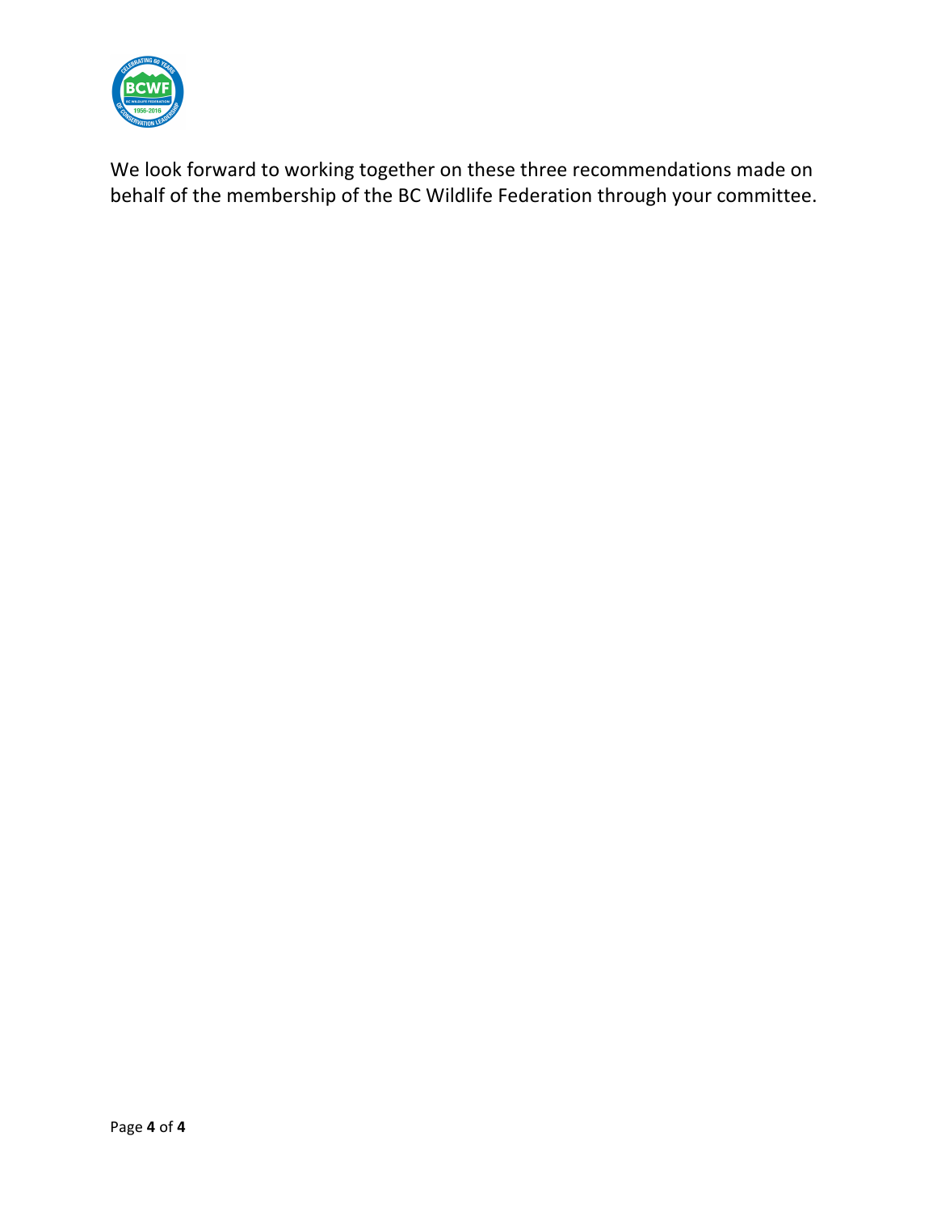We look forward to working together on these three recommendations made on behalf of the membership of the BC Wildlife Federation through your committee.